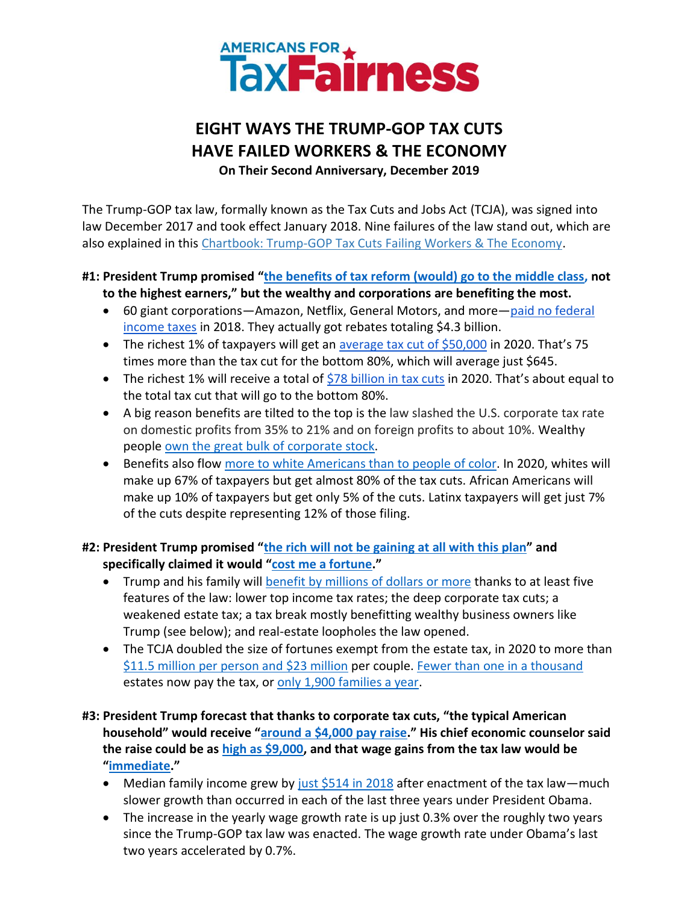**AMERICANS FOR TaxFairness**

# EIGHT WAYS THE TRUMP-GOP TAX CUTS HAVE FAILED WORKERS & THE ECONOMY

**On Their Second Anniversary, December 2019**

The Trump-GOP tax law, formally known as the Tax Cuts and Jobs Act (TCJA), was signed into law December 2017 and took effect January 2018. Nine failures of the law stand out, which are also explained in this Chartbook: Trump-GOP Tax Cuts Failing Workers & The Economy.

**#1: President Trump promised "the benefits of tax reform (would) go to the middle class, not to the highest earners," but the wealthy and corporations are benefiting the most.**

- 60 giant corporations—Amazon, Netflix, General Motors, and more—paid no federal income taxes in 2018. They actually got rebates totaling $4.3 billion.
- The richest 1% of taxpayers will get an average tax cut of $50,000 in 2020. That's 75 times more than the tax cut for the bottom 80%, which will average just $645.
- The richest 1% will receive a total of $78 billion in tax cuts in 2020. That's about equal to the total tax cut that will go to the bottom 80%.
- A big reason benefits are tilted to the top is the law slashed the U.S. corporate tax rate on domestic profits from 35% to 21% and on foreign profits to about 10%. Wealthy people own the great bulk of corporate stock.
- Benefits also flow more to white Americans than to people of color. In 2020, whites will make up 67% of taxpayers but get almost 80% of the tax cuts. African Americans will make up 10% of taxpayers but get only 5% of the cuts. Latinx taxpayers will get just 7% of the cuts despite representing 12% of those filing.

**#2: President Trump promised "the rich will not be gaining at all with this plan" and specifically claimed it would "cost me a fortune."**

- Trump and his family will benefit by millions of dollars or more thanks to at least five features of the law: lower top income tax rates; the deep corporate tax cuts; a weakened estate tax; a tax break mostly benefitting wealthy business owners like Trump (see below); and real-estate loopholes the law opened.
- The TCJA doubled the size of fortunes exempt from the estate tax, in 2020 to more than $11.5 million per person and $23 million per couple. Fewer than one in a thousand estates now pay the tax, or only 1,900 families a year.

**#3: President Trump forecast that thanks to corporate tax cuts, "the typical American household" would receive "around a $4,000 pay raise." His chief economic counselor said the raise could be as high as $9,000, and that wage gains from the tax law would be "immediate."**

- Median family income grew by just $514 in 2018 after enactment of the tax law—much slower growth than occurred in each of the last three years under President Obama.
- The increase in the yearly wage growth rate is up just 0.3% over the roughly two years since the Trump-GOP tax law was enacted. The wage growth rate under Obama's last two years accelerated by 0.7%.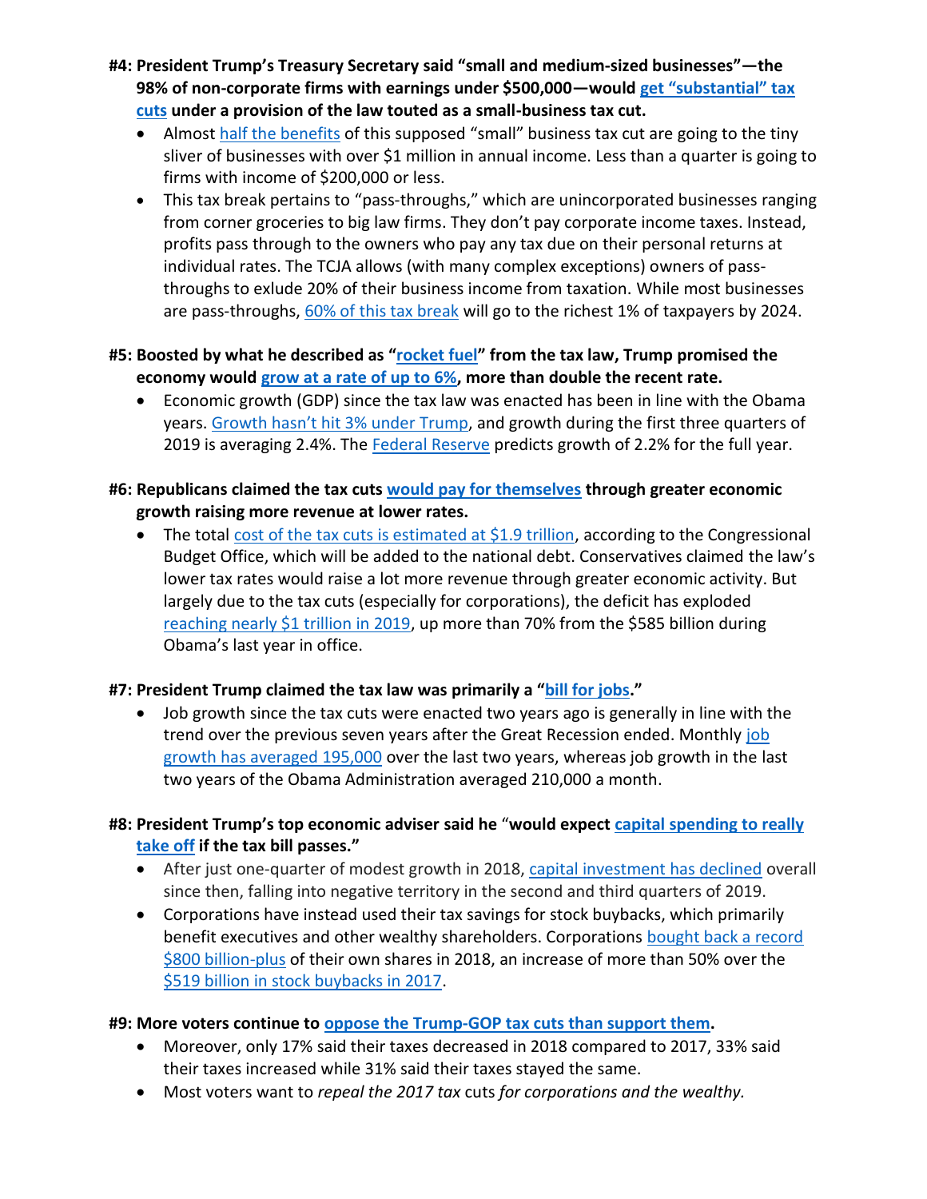**#4: President Trump's Treasury Secretary said "small and medium-sized businesses"—the 98% of non-corporate firms with earnings under $500,000—would get "substantial" tax cuts under a provision of the law touted as a small-business tax cut.**

- Almost half the benefits of this supposed "small" business tax cut are going to the tiny sliver of businesses with over $1 million in annual income. Less than a quarter is going to firms with income of $200,000 or less.
- This tax break pertains to "pass-throughs," which are unincorporated businesses ranging from corner groceries to big law firms. They don't pay corporate income taxes. Instead, profits pass through to the owners who pay any tax due on their personal returns at individual rates. The TCJA allows (with many complex exceptions) owners of pass-throughs to exlude 20% of their business income from taxation. While most businesses are pass-throughs, 60% of this tax break will go to the richest 1% of taxpayers by 2024.

**#5: Boosted by what he described as "rocket fuel" from the tax law, Trump promised the economy would grow at a rate of up to 6%, more than double the recent rate.**

- Economic growth (GDP) since the tax law was enacted has been in line with the Obama years. Growth hasn't hit 3% under Trump, and growth during the first three quarters of 2019 is averaging 2.4%. The Federal Reserve predicts growth of 2.2% for the full year.

**#6: Republicans claimed the tax cuts would pay for themselves through greater economic growth raising more revenue at lower rates.**

- The total cost of the tax cuts is estimated at $1.9 trillion, according to the Congressional Budget Office, which will be added to the national debt. Conservatives claimed the law's lower tax rates would raise a lot more revenue through greater economic activity. But largely due to the tax cuts (especially for corporations), the deficit has exploded reaching nearly $1 trillion in 2019, up more than 70% from the $585 billion during Obama's last year in office.

**#7: President Trump claimed the tax law was primarily a "bill for jobs."**

- Job growth since the tax cuts were enacted two years ago is generally in line with the trend over the previous seven years after the Great Recession ended. Monthly job growth has averaged 195,000 over the last two years, whereas job growth in the last two years of the Obama Administration averaged 210,000 a month.

**#8: President Trump's top economic adviser said he "would expect capital spending to really take off if the tax bill passes."**

- After just one-quarter of modest growth in 2018, capital investment has declined overall since then, falling into negative territory in the second and third quarters of 2019.
- Corporations have instead used their tax savings for stock buybacks, which primarily benefit executives and other wealthy shareholders. Corporations bought back a record $800 billion-plus of their own shares in 2018, an increase of more than 50% over the $519 billion in stock buybacks in 2017.

**#9: More voters continue to oppose the Trump-GOP tax cuts than support them.**

- Moreover, only 17% said their taxes decreased in 2018 compared to 2017, 33% said their taxes increased while 31% said their taxes stayed the same.
- Most voters want to *repeal the 2017 tax* cuts *for corporations and the wealthy.*